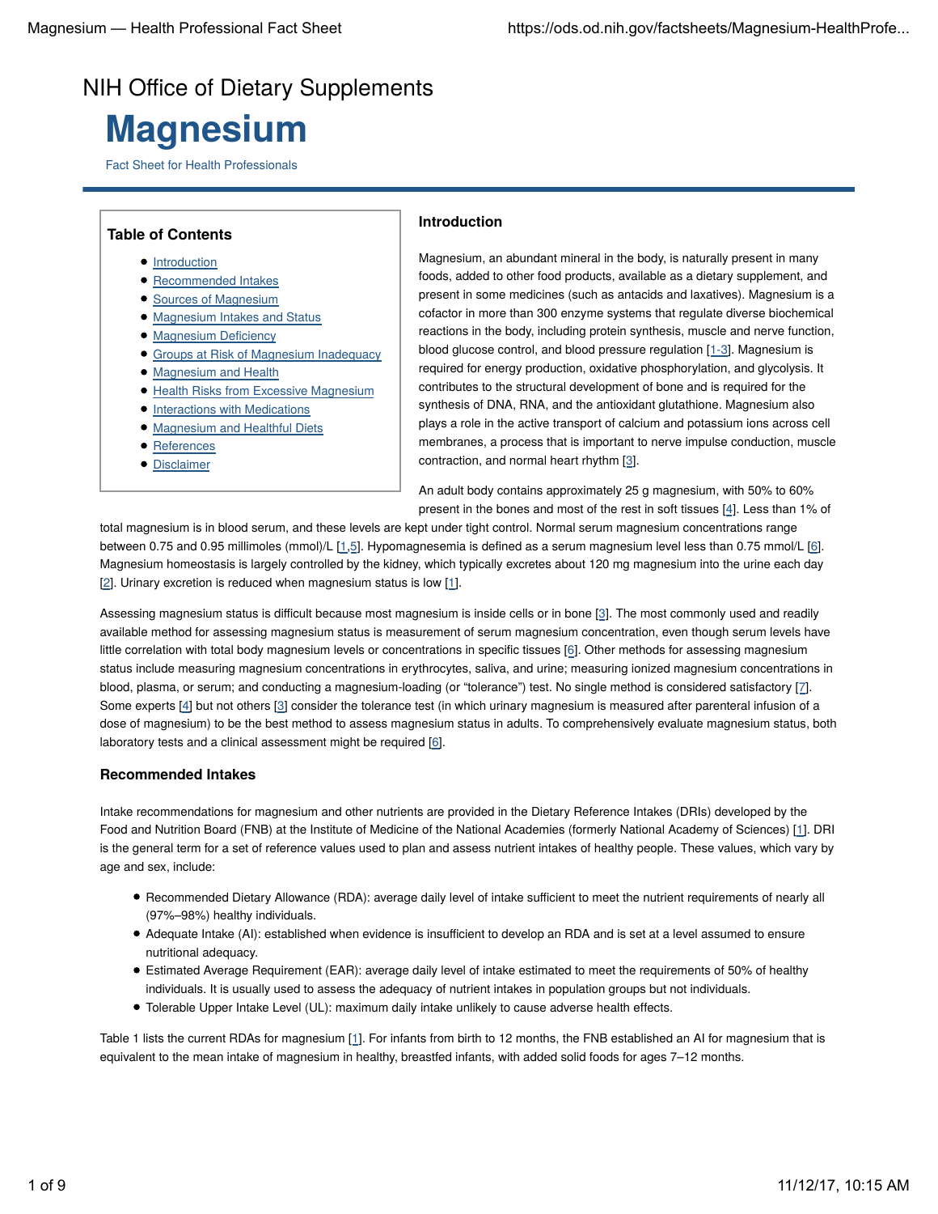NIH Office of Dietary Supplements

# Magnesium

Fact Sheet for Health Professionals

**Table of Contents**

- Introduction
- Recommended Intakes
- Sources of Magnesium
- Magnesium Intakes and Status
- Magnesium Deficiency
- Groups at Risk of Magnesium Inadequacy
- Magnesium and Health
- Health Risks from Excessive Magnesium
- Interactions with Medications
- Magnesium and Healthful Diets
- References
- Disclaimer

## Introduction

Magnesium, an abundant mineral in the body, is naturally present in many foods, added to other food products, available as a dietary supplement, and present in some medicines (such as antacids and laxatives). Magnesium is a cofactor in more than 300 enzyme systems that regulate diverse biochemical reactions in the body, including protein synthesis, muscle and nerve function, blood glucose control, and blood pressure regulation [1-3]. Magnesium is required for energy production, oxidative phosphorylation, and glycolysis. It contributes to the structural development of bone and is required for the synthesis of DNA, RNA, and the antioxidant glutathione. Magnesium also plays a role in the active transport of calcium and potassium ions across cell membranes, a process that is important to nerve impulse conduction, muscle contraction, and normal heart rhythm [3].

An adult body contains approximately 25 g magnesium, with 50% to 60% present in the bones and most of the rest in soft tissues [4]. Less than 1% of total magnesium is in blood serum, and these levels are kept under tight control. Normal serum magnesium concentrations range between 0.75 and 0.95 millimoles (mmol)/L [1,5]. Hypomagnesemia is defined as a serum magnesium level less than 0.75 mmol/L [6]. Magnesium homeostasis is largely controlled by the kidney, which typically excretes about 120 mg magnesium into the urine each day [2]. Urinary excretion is reduced when magnesium status is low [1].

Assessing magnesium status is difficult because most magnesium is inside cells or in bone [3]. The most commonly used and readily available method for assessing magnesium status is measurement of serum magnesium concentration, even though serum levels have little correlation with total body magnesium levels or concentrations in specific tissues [6]. Other methods for assessing magnesium status include measuring magnesium concentrations in erythrocytes, saliva, and urine; measuring ionized magnesium concentrations in blood, plasma, or serum; and conducting a magnesium-loading (or "tolerance") test. No single method is considered satisfactory [7]. Some experts [4] but not others [3] consider the tolerance test (in which urinary magnesium is measured after parenteral infusion of a dose of magnesium) to be the best method to assess magnesium status in adults. To comprehensively evaluate magnesium status, both laboratory tests and a clinical assessment might be required [6].

## Recommended Intakes

Intake recommendations for magnesium and other nutrients are provided in the Dietary Reference Intakes (DRIs) developed by the Food and Nutrition Board (FNB) at the Institute of Medicine of the National Academies (formerly National Academy of Sciences) [1]. DRI is the general term for a set of reference values used to plan and assess nutrient intakes of healthy people. These values, which vary by age and sex, include:

- Recommended Dietary Allowance (RDA): average daily level of intake sufficient to meet the nutrient requirements of nearly all (97%–98%) healthy individuals.
- Adequate Intake (AI): established when evidence is insufficient to develop an RDA and is set at a level assumed to ensure nutritional adequacy.
- Estimated Average Requirement (EAR): average daily level of intake estimated to meet the requirements of 50% of healthy individuals. It is usually used to assess the adequacy of nutrient intakes in population groups but not individuals.
- Tolerable Upper Intake Level (UL): maximum daily intake unlikely to cause adverse health effects.

Table 1 lists the current RDAs for magnesium [1]. For infants from birth to 12 months, the FNB established an AI for magnesium that is equivalent to the mean intake of magnesium in healthy, breastfed infants, with added solid foods for ages 7–12 months.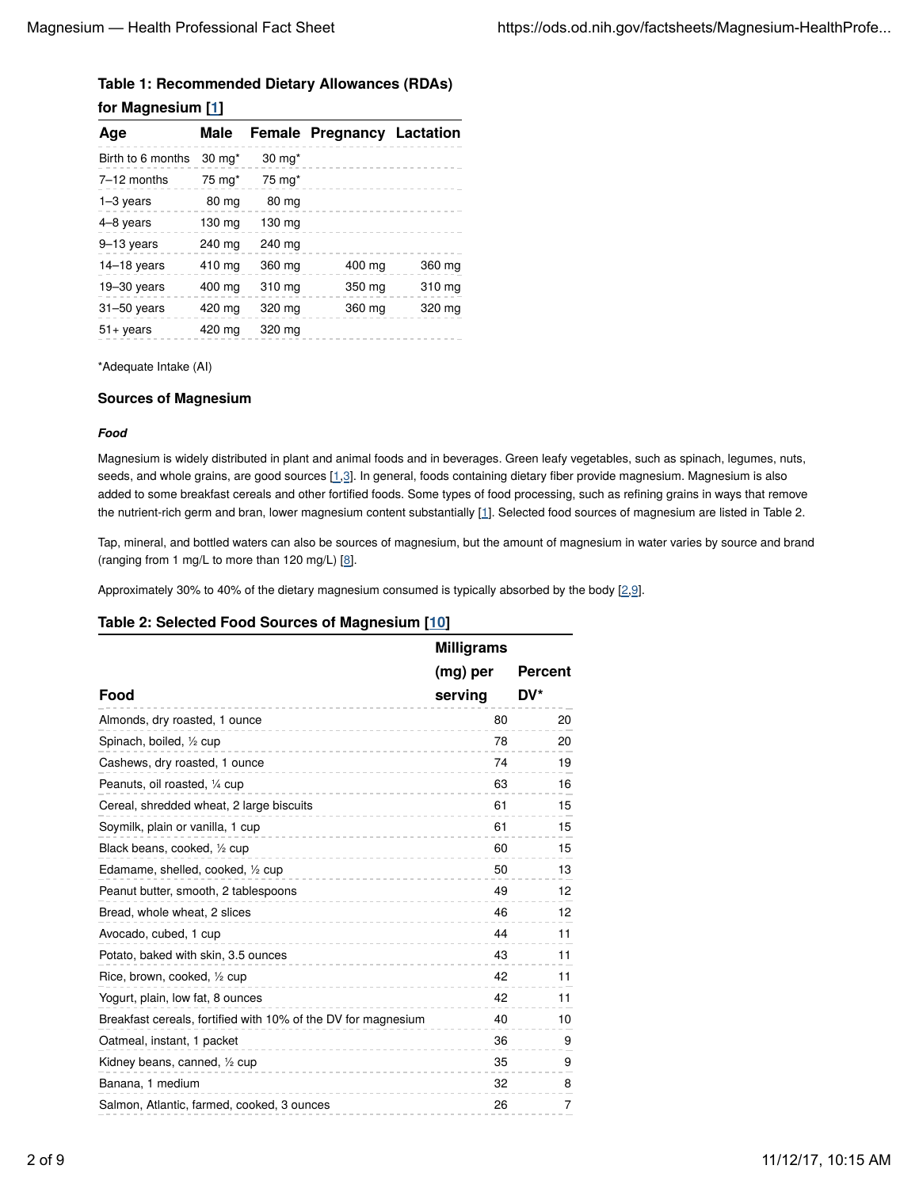**Table 1: Recommended Dietary Allowances (RDAs) for Magnesium [1]**

| Age | Male | Female | Pregnancy | Lactation |
|---|---|---|---|---|
| Birth to 6 months | 30 mg* | 30 mg* | | |
| 7–12 months | 75 mg* | 75 mg* | | |
| 1–3 years | 80 mg | 80 mg | | |
| 4–8 years | 130 mg | 130 mg | | |
| 9–13 years | 240 mg | 240 mg | | |
| 14–18 years | 410 mg | 360 mg | 400 mg | 360 mg |
| 19–30 years | 400 mg | 310 mg | 350 mg | 310 mg |
| 31–50 years | 420 mg | 320 mg | 360 mg | 320 mg |
| 51+ years | 420 mg | 320 mg | | |

*Adequate Intake (AI)

### Sources of Magnesium

#### *Food*

Magnesium is widely distributed in plant and animal foods and in beverages. Green leafy vegetables, such as spinach, legumes, nuts, seeds, and whole grains, are good sources [1,3]. In general, foods containing dietary fiber provide magnesium. Magnesium is also added to some breakfast cereals and other fortified foods. Some types of food processing, such as refining grains in ways that remove the nutrient-rich germ and bran, lower magnesium content substantially [1]. Selected food sources of magnesium are listed in Table 2.

Tap, mineral, and bottled waters can also be sources of magnesium, but the amount of magnesium in water varies by source and brand (ranging from 1 mg/L to more than 120 mg/L) [8].

Approximately 30% to 40% of the dietary magnesium consumed is typically absorbed by the body [2,9].

**Table 2: Selected Food Sources of Magnesium [10]**

| Food | Milligrams (mg) per serving | Percent DV* |
|---|---|---|
| Almonds, dry roasted, 1 ounce | 80 | 20 |
| Spinach, boiled, ½ cup | 78 | 20 |
| Cashews, dry roasted, 1 ounce | 74 | 19 |
| Peanuts, oil roasted, ¼ cup | 63 | 16 |
| Cereal, shredded wheat, 2 large biscuits | 61 | 15 |
| Soymilk, plain or vanilla, 1 cup | 61 | 15 |
| Black beans, cooked, ½ cup | 60 | 15 |
| Edamame, shelled, cooked, ½ cup | 50 | 13 |
| Peanut butter, smooth, 2 tablespoons | 49 | 12 |
| Bread, whole wheat, 2 slices | 46 | 12 |
| Avocado, cubed, 1 cup | 44 | 11 |
| Potato, baked with skin, 3.5 ounces | 43 | 11 |
| Rice, brown, cooked, ½ cup | 42 | 11 |
| Yogurt, plain, low fat, 8 ounces | 42 | 11 |
| Breakfast cereals, fortified with 10% of the DV for magnesium | 40 | 10 |
| Oatmeal, instant, 1 packet | 36 | 9 |
| Kidney beans, canned, ½ cup | 35 | 9 |
| Banana, 1 medium | 32 | 8 |
| Salmon, Atlantic, farmed, cooked, 3 ounces | 26 | 7 |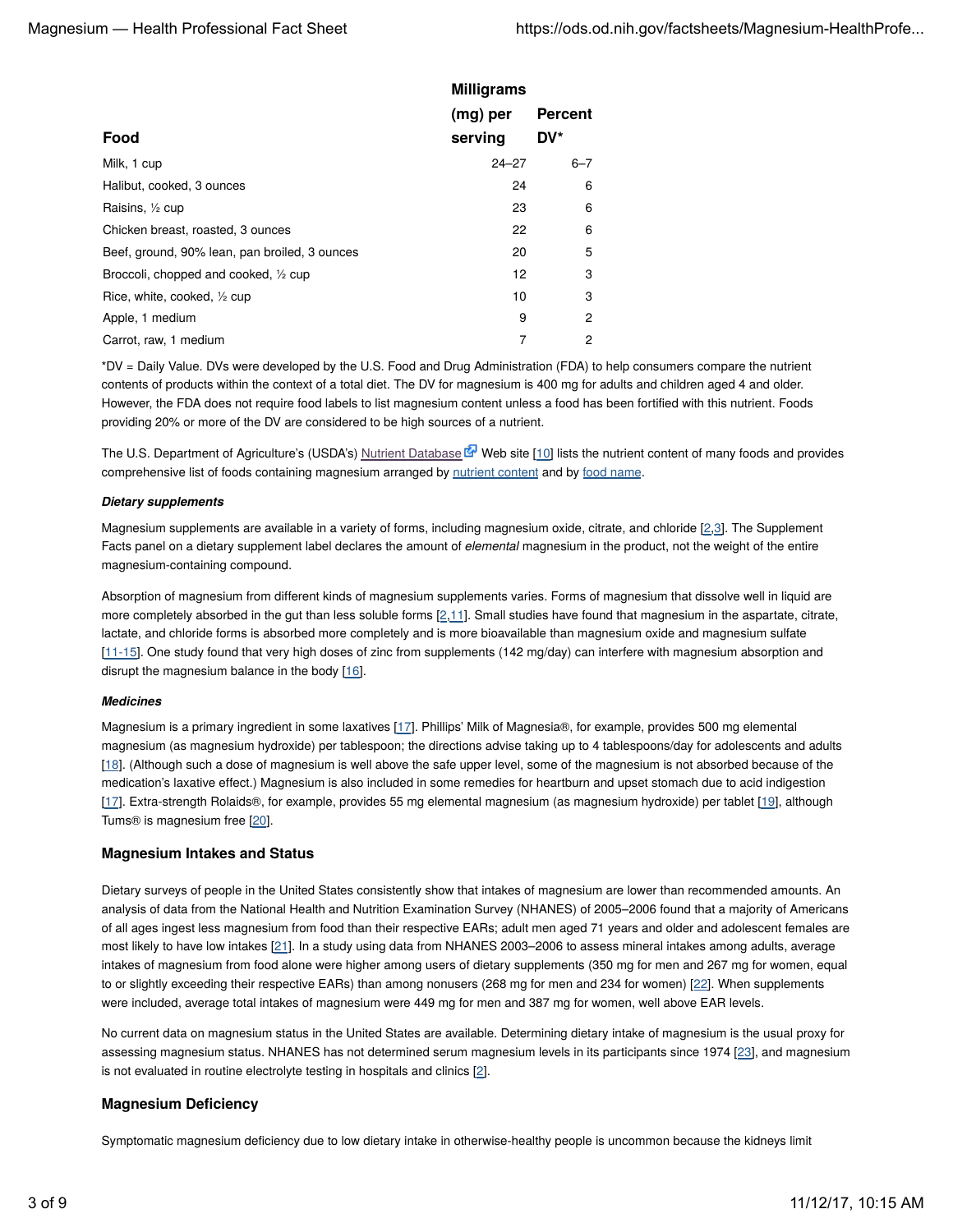| Food | Milligrams (mg) per serving | Percent DV* |
|---|---|---|
| Milk, 1 cup | 24–27 | 6–7 |
| Halibut, cooked, 3 ounces | 24 | 6 |
| Raisins, ½ cup | 23 | 6 |
| Chicken breast, roasted, 3 ounces | 22 | 6 |
| Beef, ground, 90% lean, pan broiled, 3 ounces | 20 | 5 |
| Broccoli, chopped and cooked, ½ cup | 12 | 3 |
| Rice, white, cooked, ½ cup | 10 | 3 |
| Apple, 1 medium | 9 | 2 |
| Carrot, raw, 1 medium | 7 | 2 |

*DV = Daily Value. DVs were developed by the U.S. Food and Drug Administration (FDA) to help consumers compare the nutrient contents of products within the context of a total diet. The DV for magnesium is 400 mg for adults and children aged 4 and older. However, the FDA does not require food labels to list magnesium content unless a food has been fortified with this nutrient. Foods providing 20% or more of the DV are considered to be high sources of a nutrient.

The U.S. Department of Agriculture's (USDA's) Nutrient Database Web site [10] lists the nutrient content of many foods and provides comprehensive list of foods containing magnesium arranged by nutrient content and by food name.

***Dietary supplements***

Magnesium supplements are available in a variety of forms, including magnesium oxide, citrate, and chloride [2,3]. The Supplement Facts panel on a dietary supplement label declares the amount of *elemental* magnesium in the product, not the weight of the entire magnesium-containing compound.

Absorption of magnesium from different kinds of magnesium supplements varies. Forms of magnesium that dissolve well in liquid are more completely absorbed in the gut than less soluble forms [2,11]. Small studies have found that magnesium in the aspartate, citrate, lactate, and chloride forms is absorbed more completely and is more bioavailable than magnesium oxide and magnesium sulfate [11-15]. One study found that very high doses of zinc from supplements (142 mg/day) can interfere with magnesium absorption and disrupt the magnesium balance in the body [16].

***Medicines***

Magnesium is a primary ingredient in some laxatives [17]. Phillips' Milk of Magnesia®, for example, provides 500 mg elemental magnesium (as magnesium hydroxide) per tablespoon; the directions advise taking up to 4 tablespoons/day for adolescents and adults [18]. (Although such a dose of magnesium is well above the safe upper level, some of the magnesium is not absorbed because of the medication's laxative effect.) Magnesium is also included in some remedies for heartburn and upset stomach due to acid indigestion [17]. Extra-strength Rolaids®, for example, provides 55 mg elemental magnesium (as magnesium hydroxide) per tablet [19], although Tums® is magnesium free [20].

## Magnesium Intakes and Status

Dietary surveys of people in the United States consistently show that intakes of magnesium are lower than recommended amounts. An analysis of data from the National Health and Nutrition Examination Survey (NHANES) of 2005–2006 found that a majority of Americans of all ages ingest less magnesium from food than their respective EARs; adult men aged 71 years and older and adolescent females are most likely to have low intakes [21]. In a study using data from NHANES 2003–2006 to assess mineral intakes among adults, average intakes of magnesium from food alone were higher among users of dietary supplements (350 mg for men and 267 mg for women, equal to or slightly exceeding their respective EARs) than among nonusers (268 mg for men and 234 for women) [22]. When supplements were included, average total intakes of magnesium were 449 mg for men and 387 mg for women, well above EAR levels.

No current data on magnesium status in the United States are available. Determining dietary intake of magnesium is the usual proxy for assessing magnesium status. NHANES has not determined serum magnesium levels in its participants since 1974 [23], and magnesium is not evaluated in routine electrolyte testing in hospitals and clinics [2].

## Magnesium Deficiency

Symptomatic magnesium deficiency due to low dietary intake in otherwise-healthy people is uncommon because the kidneys limit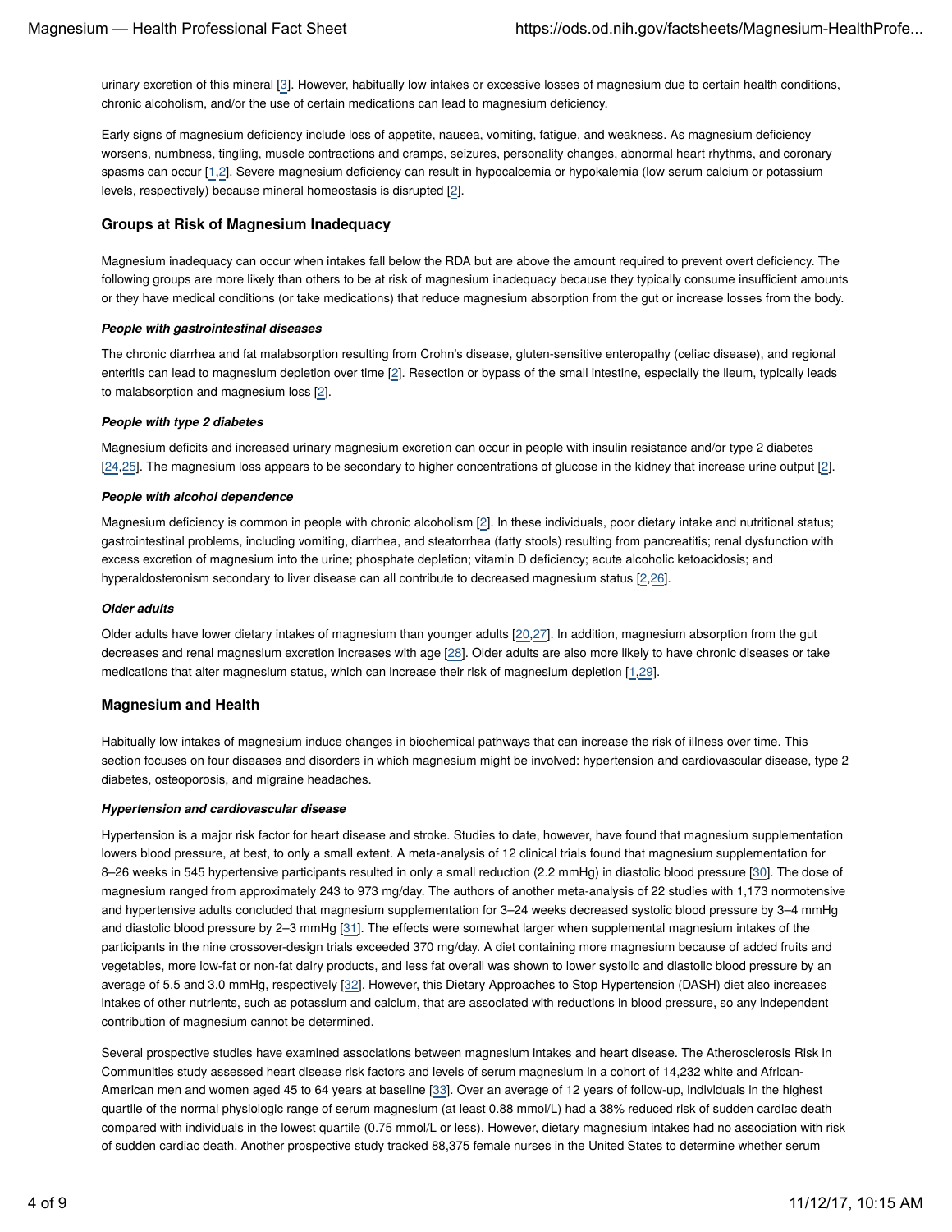urinary excretion of this mineral [3]. However, habitually low intakes or excessive losses of magnesium due to certain health conditions, chronic alcoholism, and/or the use of certain medications can lead to magnesium deficiency.

Early signs of magnesium deficiency include loss of appetite, nausea, vomiting, fatigue, and weakness. As magnesium deficiency worsens, numbness, tingling, muscle contractions and cramps, seizures, personality changes, abnormal heart rhythms, and coronary spasms can occur [1,2]. Severe magnesium deficiency can result in hypocalcemia or hypokalemia (low serum calcium or potassium levels, respectively) because mineral homeostasis is disrupted [2].

### Groups at Risk of Magnesium Inadequacy

Magnesium inadequacy can occur when intakes fall below the RDA but are above the amount required to prevent overt deficiency. The following groups are more likely than others to be at risk of magnesium inadequacy because they typically consume insufficient amounts or they have medical conditions (or take medications) that reduce magnesium absorption from the gut or increase losses from the body.

#### *People with gastrointestinal diseases*

The chronic diarrhea and fat malabsorption resulting from Crohn's disease, gluten-sensitive enteropathy (celiac disease), and regional enteritis can lead to magnesium depletion over time [2]. Resection or bypass of the small intestine, especially the ileum, typically leads to malabsorption and magnesium loss [2].

#### *People with type 2 diabetes*

Magnesium deficits and increased urinary magnesium excretion can occur in people with insulin resistance and/or type 2 diabetes [24,25]. The magnesium loss appears to be secondary to higher concentrations of glucose in the kidney that increase urine output [2].

#### *People with alcohol dependence*

Magnesium deficiency is common in people with chronic alcoholism [2]. In these individuals, poor dietary intake and nutritional status; gastrointestinal problems, including vomiting, diarrhea, and steatorrhea (fatty stools) resulting from pancreatitis; renal dysfunction with excess excretion of magnesium into the urine; phosphate depletion; vitamin D deficiency; acute alcoholic ketoacidosis; and hyperaldosteronism secondary to liver disease can all contribute to decreased magnesium status [2,26].

#### *Older adults*

Older adults have lower dietary intakes of magnesium than younger adults [20,27]. In addition, magnesium absorption from the gut decreases and renal magnesium excretion increases with age [28]. Older adults are also more likely to have chronic diseases or take medications that alter magnesium status, which can increase their risk of magnesium depletion [1,29].

### Magnesium and Health

Habitually low intakes of magnesium induce changes in biochemical pathways that can increase the risk of illness over time. This section focuses on four diseases and disorders in which magnesium might be involved: hypertension and cardiovascular disease, type 2 diabetes, osteoporosis, and migraine headaches.

#### *Hypertension and cardiovascular disease*

Hypertension is a major risk factor for heart disease and stroke. Studies to date, however, have found that magnesium supplementation lowers blood pressure, at best, to only a small extent. A meta-analysis of 12 clinical trials found that magnesium supplementation for 8–26 weeks in 545 hypertensive participants resulted in only a small reduction (2.2 mmHg) in diastolic blood pressure [30]. The dose of magnesium ranged from approximately 243 to 973 mg/day. The authors of another meta-analysis of 22 studies with 1,173 normotensive and hypertensive adults concluded that magnesium supplementation for 3–24 weeks decreased systolic blood pressure by 3–4 mmHg and diastolic blood pressure by 2–3 mmHg [31]. The effects were somewhat larger when supplemental magnesium intakes of the participants in the nine crossover-design trials exceeded 370 mg/day. A diet containing more magnesium because of added fruits and vegetables, more low-fat or non-fat dairy products, and less fat overall was shown to lower systolic and diastolic blood pressure by an average of 5.5 and 3.0 mmHg, respectively [32]. However, this Dietary Approaches to Stop Hypertension (DASH) diet also increases intakes of other nutrients, such as potassium and calcium, that are associated with reductions in blood pressure, so any independent contribution of magnesium cannot be determined.

Several prospective studies have examined associations between magnesium intakes and heart disease. The Atherosclerosis Risk in Communities study assessed heart disease risk factors and levels of serum magnesium in a cohort of 14,232 white and African-American men and women aged 45 to 64 years at baseline [33]. Over an average of 12 years of follow-up, individuals in the highest quartile of the normal physiologic range of serum magnesium (at least 0.88 mmol/L) had a 38% reduced risk of sudden cardiac death compared with individuals in the lowest quartile (0.75 mmol/L or less). However, dietary magnesium intakes had no association with risk of sudden cardiac death. Another prospective study tracked 88,375 female nurses in the United States to determine whether serum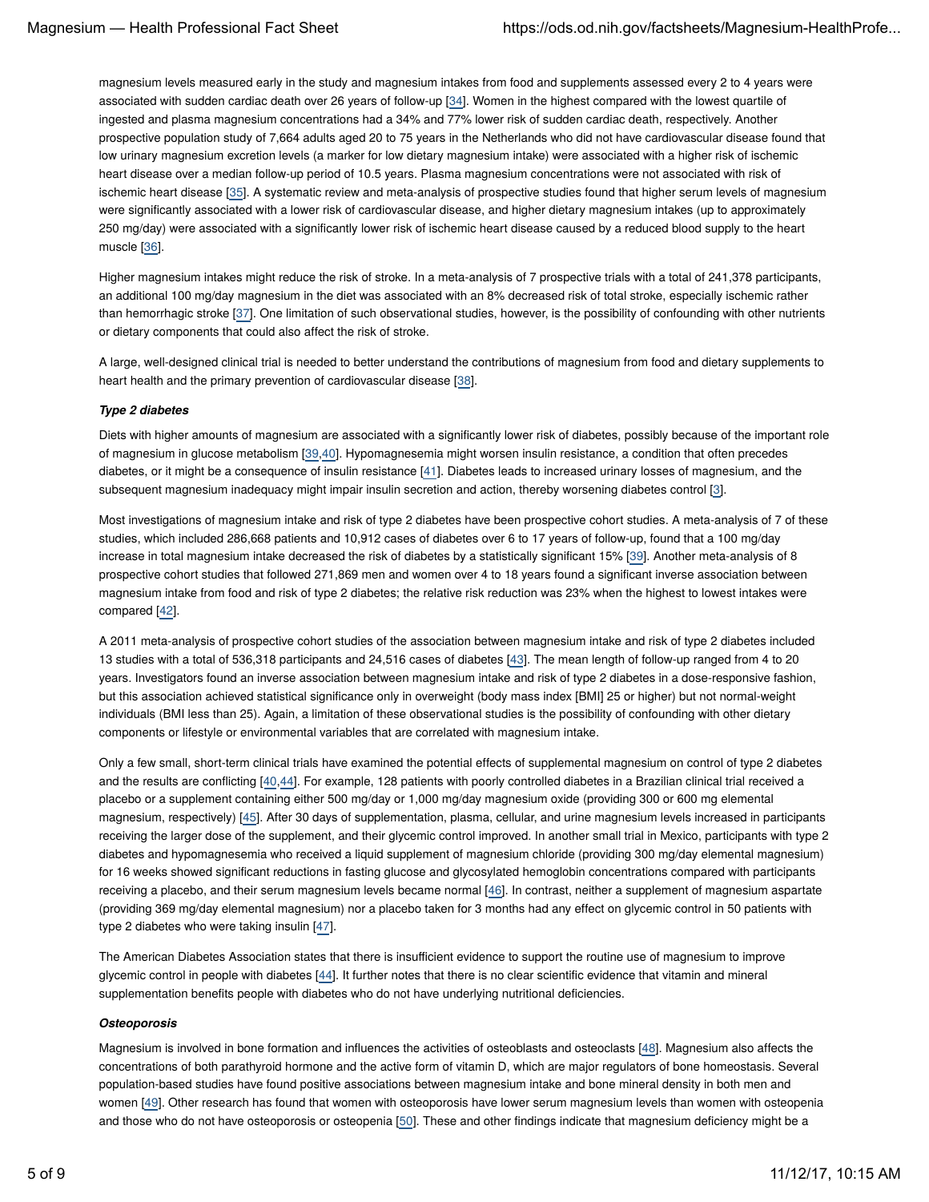magnesium levels measured early in the study and magnesium intakes from food and supplements assessed every 2 to 4 years were associated with sudden cardiac death over 26 years of follow-up [34]. Women in the highest compared with the lowest quartile of ingested and plasma magnesium concentrations had a 34% and 77% lower risk of sudden cardiac death, respectively. Another prospective population study of 7,664 adults aged 20 to 75 years in the Netherlands who did not have cardiovascular disease found that low urinary magnesium excretion levels (a marker for low dietary magnesium intake) were associated with a higher risk of ischemic heart disease over a median follow-up period of 10.5 years. Plasma magnesium concentrations were not associated with risk of ischemic heart disease [35]. A systematic review and meta-analysis of prospective studies found that higher serum levels of magnesium were significantly associated with a lower risk of cardiovascular disease, and higher dietary magnesium intakes (up to approximately 250 mg/day) were associated with a significantly lower risk of ischemic heart disease caused by a reduced blood supply to the heart muscle [36].

Higher magnesium intakes might reduce the risk of stroke. In a meta-analysis of 7 prospective trials with a total of 241,378 participants, an additional 100 mg/day magnesium in the diet was associated with an 8% decreased risk of total stroke, especially ischemic rather than hemorrhagic stroke [37]. One limitation of such observational studies, however, is the possibility of confounding with other nutrients or dietary components that could also affect the risk of stroke.

A large, well-designed clinical trial is needed to better understand the contributions of magnesium from food and dietary supplements to heart health and the primary prevention of cardiovascular disease [38].

***Type 2 diabetes***

Diets with higher amounts of magnesium are associated with a significantly lower risk of diabetes, possibly because of the important role of magnesium in glucose metabolism [39,40]. Hypomagnesemia might worsen insulin resistance, a condition that often precedes diabetes, or it might be a consequence of insulin resistance [41]. Diabetes leads to increased urinary losses of magnesium, and the subsequent magnesium inadequacy might impair insulin secretion and action, thereby worsening diabetes control [3].

Most investigations of magnesium intake and risk of type 2 diabetes have been prospective cohort studies. A meta-analysis of 7 of these studies, which included 286,668 patients and 10,912 cases of diabetes over 6 to 17 years of follow-up, found that a 100 mg/day increase in total magnesium intake decreased the risk of diabetes by a statistically significant 15% [39]. Another meta-analysis of 8 prospective cohort studies that followed 271,869 men and women over 4 to 18 years found a significant inverse association between magnesium intake from food and risk of type 2 diabetes; the relative risk reduction was 23% when the highest to lowest intakes were compared [42].

A 2011 meta-analysis of prospective cohort studies of the association between magnesium intake and risk of type 2 diabetes included 13 studies with a total of 536,318 participants and 24,516 cases of diabetes [43]. The mean length of follow-up ranged from 4 to 20 years. Investigators found an inverse association between magnesium intake and risk of type 2 diabetes in a dose-responsive fashion, but this association achieved statistical significance only in overweight (body mass index [BMI] 25 or higher) but not normal-weight individuals (BMI less than 25). Again, a limitation of these observational studies is the possibility of confounding with other dietary components or lifestyle or environmental variables that are correlated with magnesium intake.

Only a few small, short-term clinical trials have examined the potential effects of supplemental magnesium on control of type 2 diabetes and the results are conflicting [40,44]. For example, 128 patients with poorly controlled diabetes in a Brazilian clinical trial received a placebo or a supplement containing either 500 mg/day or 1,000 mg/day magnesium oxide (providing 300 or 600 mg elemental magnesium, respectively) [45]. After 30 days of supplementation, plasma, cellular, and urine magnesium levels increased in participants receiving the larger dose of the supplement, and their glycemic control improved. In another small trial in Mexico, participants with type 2 diabetes and hypomagnesemia who received a liquid supplement of magnesium chloride (providing 300 mg/day elemental magnesium) for 16 weeks showed significant reductions in fasting glucose and glycosylated hemoglobin concentrations compared with participants receiving a placebo, and their serum magnesium levels became normal [46]. In contrast, neither a supplement of magnesium aspartate (providing 369 mg/day elemental magnesium) nor a placebo taken for 3 months had any effect on glycemic control in 50 patients with type 2 diabetes who were taking insulin [47].

The American Diabetes Association states that there is insufficient evidence to support the routine use of magnesium to improve glycemic control in people with diabetes [44]. It further notes that there is no clear scientific evidence that vitamin and mineral supplementation benefits people with diabetes who do not have underlying nutritional deficiencies.

***Osteoporosis***

Magnesium is involved in bone formation and influences the activities of osteoblasts and osteoclasts [48]. Magnesium also affects the concentrations of both parathyroid hormone and the active form of vitamin D, which are major regulators of bone homeostasis. Several population-based studies have found positive associations between magnesium intake and bone mineral density in both men and women [49]. Other research has found that women with osteoporosis have lower serum magnesium levels than women with osteopenia and those who do not have osteoporosis or osteopenia [50]. These and other findings indicate that magnesium deficiency might be a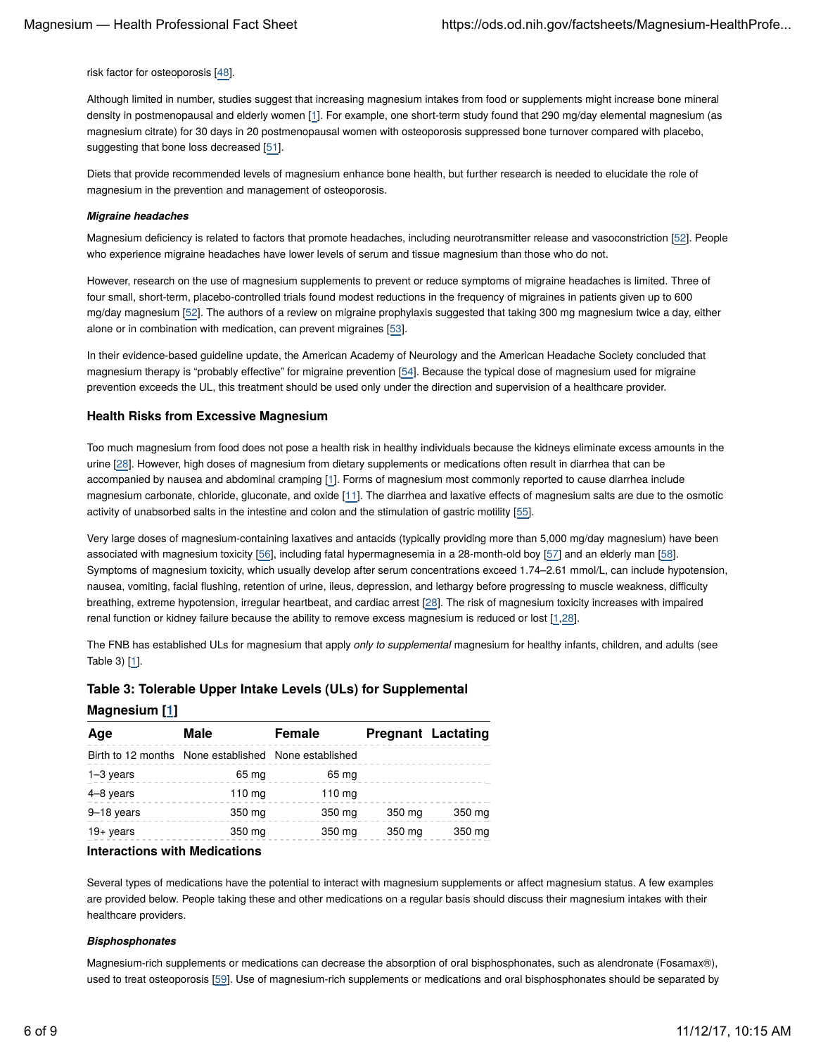risk factor for osteoporosis [48].

Although limited in number, studies suggest that increasing magnesium intakes from food or supplements might increase bone mineral density in postmenopausal and elderly women [1]. For example, one short-term study found that 290 mg/day elemental magnesium (as magnesium citrate) for 30 days in 20 postmenopausal women with osteoporosis suppressed bone turnover compared with placebo, suggesting that bone loss decreased [51].

Diets that provide recommended levels of magnesium enhance bone health, but further research is needed to elucidate the role of magnesium in the prevention and management of osteoporosis.

#### *Migraine headaches*

Magnesium deficiency is related to factors that promote headaches, including neurotransmitter release and vasoconstriction [52]. People who experience migraine headaches have lower levels of serum and tissue magnesium than those who do not.

However, research on the use of magnesium supplements to prevent or reduce symptoms of migraine headaches is limited. Three of four small, short-term, placebo-controlled trials found modest reductions in the frequency of migraines in patients given up to 600 mg/day magnesium [52]. The authors of a review on migraine prophylaxis suggested that taking 300 mg magnesium twice a day, either alone or in combination with medication, can prevent migraines [53].

In their evidence-based guideline update, the American Academy of Neurology and the American Headache Society concluded that magnesium therapy is "probably effective" for migraine prevention [54]. Because the typical dose of magnesium used for migraine prevention exceeds the UL, this treatment should be used only under the direction and supervision of a healthcare provider.

### Health Risks from Excessive Magnesium

Too much magnesium from food does not pose a health risk in healthy individuals because the kidneys eliminate excess amounts in the urine [28]. However, high doses of magnesium from dietary supplements or medications often result in diarrhea that can be accompanied by nausea and abdominal cramping [1]. Forms of magnesium most commonly reported to cause diarrhea include magnesium carbonate, chloride, gluconate, and oxide [11]. The diarrhea and laxative effects of magnesium salts are due to the osmotic activity of unabsorbed salts in the intestine and colon and the stimulation of gastric motility [55].

Very large doses of magnesium-containing laxatives and antacids (typically providing more than 5,000 mg/day magnesium) have been associated with magnesium toxicity [56], including fatal hypermagnesemia in a 28-month-old boy [57] and an elderly man [58]. Symptoms of magnesium toxicity, which usually develop after serum concentrations exceed 1.74–2.61 mmol/L, can include hypotension, nausea, vomiting, facial flushing, retention of urine, ileus, depression, and lethargy before progressing to muscle weakness, difficulty breathing, extreme hypotension, irregular heartbeat, and cardiac arrest [28]. The risk of magnesium toxicity increases with impaired renal function or kidney failure because the ability to remove excess magnesium is reduced or lost [1,28].

The FNB has established ULs for magnesium that apply *only to supplemental* magnesium for healthy infants, children, and adults (see Table 3) [1].

**Table 3: Tolerable Upper Intake Levels (ULs) for Supplemental Magnesium [1]**

| Age | Male | Female | Pregnant | Lactating |
|---|---|---|---|---|
| Birth to 12 months | None established | None established | | |
| 1–3 years | 65 mg | 65 mg | | |
| 4–8 years | 110 mg | 110 mg | | |
| 9–18 years | 350 mg | 350 mg | 350 mg | 350 mg |
| 19+ years | 350 mg | 350 mg | 350 mg | 350 mg |

### Interactions with Medications

Several types of medications have the potential to interact with magnesium supplements or affect magnesium status. A few examples are provided below. People taking these and other medications on a regular basis should discuss their magnesium intakes with their healthcare providers.

#### *Bisphosphonates*

Magnesium-rich supplements or medications can decrease the absorption of oral bisphosphonates, such as alendronate (Fosamax®), used to treat osteoporosis [59]. Use of magnesium-rich supplements or medications and oral bisphosphonates should be separated by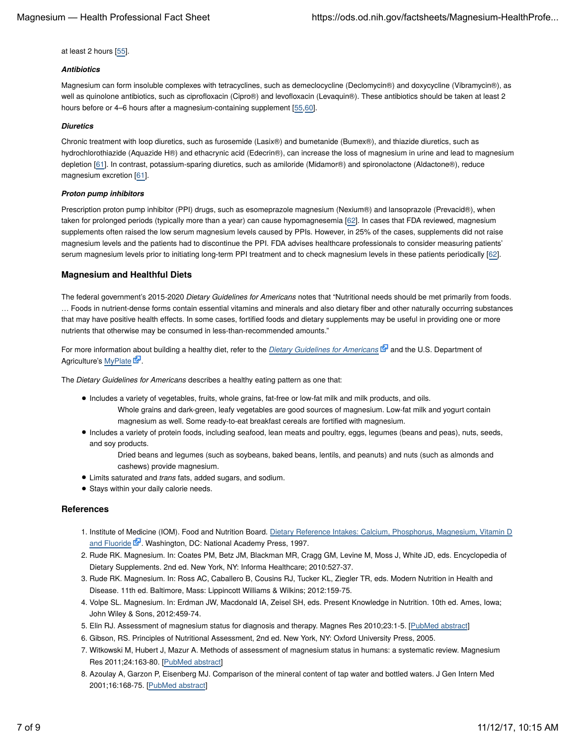at least 2 hours [55].

### *Antibiotics*

Magnesium can form insoluble complexes with tetracyclines, such as demeclocycline (Declomycin®) and doxycycline (Vibramycin®), as well as quinolone antibiotics, such as ciprofloxacin (Cipro®) and levofloxacin (Levaquin®). These antibiotics should be taken at least 2 hours before or 4–6 hours after a magnesium-containing supplement [55,60].

### *Diuretics*

Chronic treatment with loop diuretics, such as furosemide (Lasix®) and bumetanide (Bumex®), and thiazide diuretics, such as hydrochlorothiazide (Aquazide H®) and ethacrynic acid (Edecrin®), can increase the loss of magnesium in urine and lead to magnesium depletion [61]. In contrast, potassium-sparing diuretics, such as amiloride (Midamor®) and spironolactone (Aldactone®), reduce magnesium excretion [61].

### *Proton pump inhibitors*

Prescription proton pump inhibitor (PPI) drugs, such as esomeprazole magnesium (Nexium®) and lansoprazole (Prevacid®), when taken for prolonged periods (typically more than a year) can cause hypomagnesemia [62]. In cases that FDA reviewed, magnesium supplements often raised the low serum magnesium levels caused by PPIs. However, in 25% of the cases, supplements did not raise magnesium levels and the patients had to discontinue the PPI. FDA advises healthcare professionals to consider measuring patients' serum magnesium levels prior to initiating long-term PPI treatment and to check magnesium levels in these patients periodically [62].

## Magnesium and Healthful Diets

The federal government's 2015-2020 *Dietary Guidelines for Americans* notes that "Nutritional needs should be met primarily from foods. … Foods in nutrient-dense forms contain essential vitamins and minerals and also dietary fiber and other naturally occurring substances that may have positive health effects. In some cases, fortified foods and dietary supplements may be useful in providing one or more nutrients that otherwise may be consumed in less-than-recommended amounts."

For more information about building a healthy diet, refer to the *Dietary Guidelines for Americans* and the U.S. Department of Agriculture's MyPlate.

The *Dietary Guidelines for Americans* describes a healthy eating pattern as one that:

- Includes a variety of vegetables, fruits, whole grains, fat-free or low-fat milk and milk products, and oils.
  Whole grains and dark-green, leafy vegetables are good sources of magnesium. Low-fat milk and yogurt contain magnesium as well. Some ready-to-eat breakfast cereals are fortified with magnesium.
- Includes a variety of protein foods, including seafood, lean meats and poultry, eggs, legumes (beans and peas), nuts, seeds, and soy products.
  Dried beans and legumes (such as soybeans, baked beans, lentils, and peanuts) and nuts (such as almonds and cashews) provide magnesium.
- Limits saturated and *trans* fats, added sugars, and sodium.
- Stays within your daily calorie needs.

## References

1. Institute of Medicine (IOM). Food and Nutrition Board. Dietary Reference Intakes: Calcium, Phosphorus, Magnesium, Vitamin D and Fluoride. Washington, DC: National Academy Press, 1997.
2. Rude RK. Magnesium. In: Coates PM, Betz JM, Blackman MR, Cragg GM, Levine M, Moss J, White JD, eds. Encyclopedia of Dietary Supplements. 2nd ed. New York, NY: Informa Healthcare; 2010:527-37.
3. Rude RK. Magnesium. In: Ross AC, Caballero B, Cousins RJ, Tucker KL, Ziegler TR, eds. Modern Nutrition in Health and Disease. 11th ed. Baltimore, Mass: Lippincott Williams & Wilkins; 2012:159-75.
4. Volpe SL. Magnesium. In: Erdman JW, Macdonald IA, Zeisel SH, eds. Present Knowledge in Nutrition. 10th ed. Ames, Iowa; John Wiley & Sons, 2012:459-74.
5. Elin RJ. Assessment of magnesium status for diagnosis and therapy. Magnes Res 2010;23:1-5. [PubMed abstract]
6. Gibson, RS. Principles of Nutritional Assessment, 2nd ed. New York, NY: Oxford University Press, 2005.
7. Witkowski M, Hubert J, Mazur A. Methods of assessment of magnesium status in humans: a systematic review. Magnesium Res 2011;24:163-80. [PubMed abstract]
8. Azoulay A, Garzon P, Eisenberg MJ. Comparison of the mineral content of tap water and bottled waters. J Gen Intern Med 2001;16:168-75. [PubMed abstract]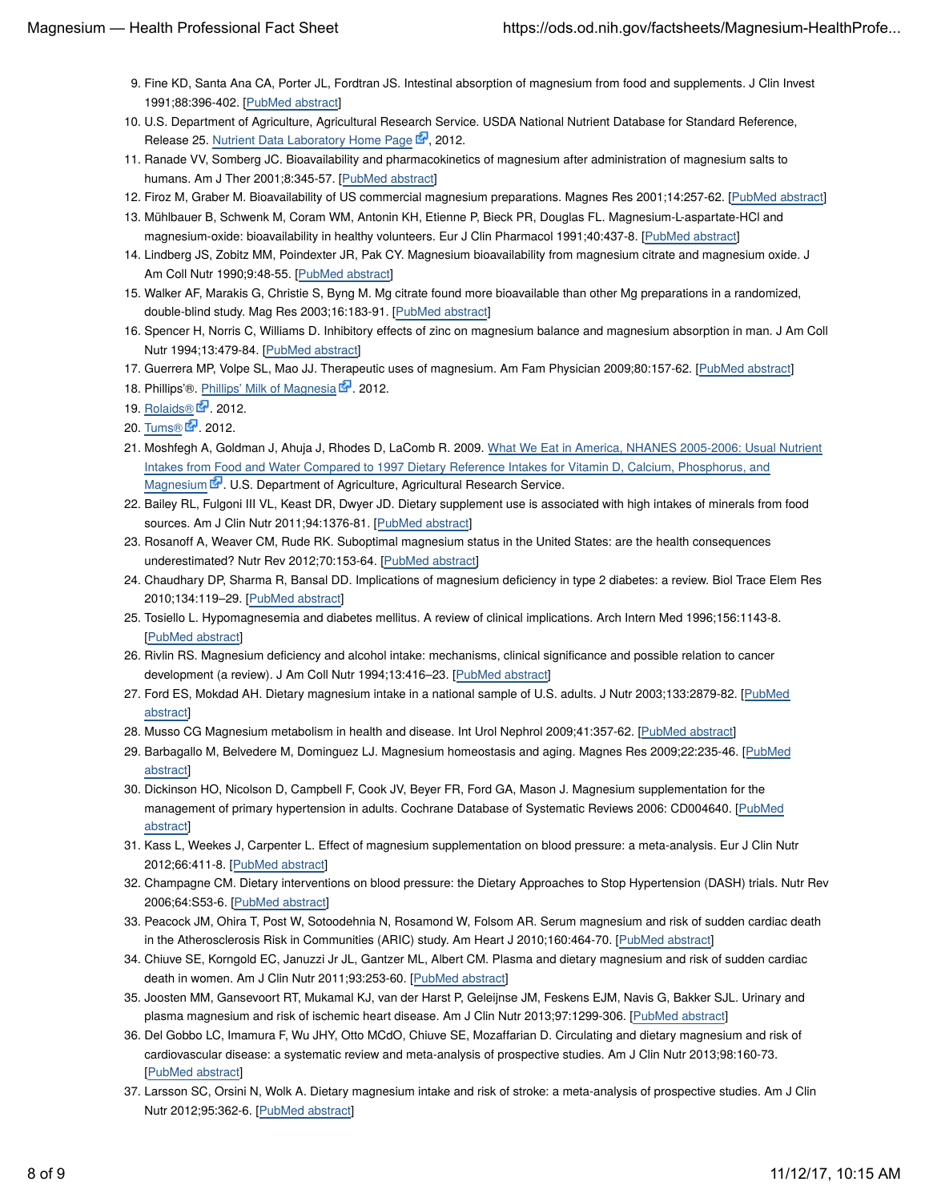9. Fine KD, Santa Ana CA, Porter JL, Fordtran JS. Intestinal absorption of magnesium from food and supplements. J Clin Invest 1991;88:396-402. [PubMed abstract]
10. U.S. Department of Agriculture, Agricultural Research Service. USDA National Nutrient Database for Standard Reference, Release 25. Nutrient Data Laboratory Home Page, 2012.
11. Ranade VV, Somberg JC. Bioavailability and pharmacokinetics of magnesium after administration of magnesium salts to humans. Am J Ther 2001;8:345-57. [PubMed abstract]
12. Firoz M, Graber M. Bioavailability of US commercial magnesium preparations. Magnes Res 2001;14:257-62. [PubMed abstract]
13. Mühlbauer B, Schwenk M, Coram WM, Antonin KH, Etienne P, Bieck PR, Douglas FL. Magnesium-L-aspartate-HCl and magnesium-oxide: bioavailability in healthy volunteers. Eur J Clin Pharmacol 1991;40:437-8. [PubMed abstract]
14. Lindberg JS, Zobitz MM, Poindexter JR, Pak CY. Magnesium bioavailability from magnesium citrate and magnesium oxide. J Am Coll Nutr 1990;9:48-55. [PubMed abstract]
15. Walker AF, Marakis G, Christie S, Byng M. Mg citrate found more bioavailable than other Mg preparations in a randomized, double-blind study. Mag Res 2003;16:183-91. [PubMed abstract]
16. Spencer H, Norris C, Williams D. Inhibitory effects of zinc on magnesium balance and magnesium absorption in man. J Am Coll Nutr 1994;13:479-84. [PubMed abstract]
17. Guerrera MP, Volpe SL, Mao JJ. Therapeutic uses of magnesium. Am Fam Physician 2009;80:157-62. [PubMed abstract]
18. Phillips'®. Phillips' Milk of Magnesia. 2012.
19. Rolaids®. 2012.
20. Tums®. 2012.
21. Moshfegh A, Goldman J, Ahuja J, Rhodes D, LaComb R. 2009. What We Eat in America, NHANES 2005-2006: Usual Nutrient Intakes from Food and Water Compared to 1997 Dietary Reference Intakes for Vitamin D, Calcium, Phosphorus, and Magnesium. U.S. Department of Agriculture, Agricultural Research Service.
22. Bailey RL, Fulgoni III VL, Keast DR, Dwyer JD. Dietary supplement use is associated with high intakes of minerals from food sources. Am J Clin Nutr 2011;94:1376-81. [PubMed abstract]
23. Rosanoff A, Weaver CM, Rude RK. Suboptimal magnesium status in the United States: are the health consequences underestimated? Nutr Rev 2012;70:153-64. [PubMed abstract]
24. Chaudhary DP, Sharma R, Bansal DD. Implications of magnesium deficiency in type 2 diabetes: a review. Biol Trace Elem Res 2010;134:119–29. [PubMed abstract]
25. Tosiello L. Hypomagnesemia and diabetes mellitus. A review of clinical implications. Arch Intern Med 1996;156:1143-8. [PubMed abstract]
26. Rivlin RS. Magnesium deficiency and alcohol intake: mechanisms, clinical significance and possible relation to cancer development (a review). J Am Coll Nutr 1994;13:416–23. [PubMed abstract]
27. Ford ES, Mokdad AH. Dietary magnesium intake in a national sample of U.S. adults. J Nutr 2003;133:2879-82. [PubMed abstract]
28. Musso CG Magnesium metabolism in health and disease. Int Urol Nephrol 2009;41:357-62. [PubMed abstract]
29. Barbagallo M, Belvedere M, Dominguez LJ. Magnesium homeostasis and aging. Magnes Res 2009;22:235-46. [PubMed abstract]
30. Dickinson HO, Nicolson D, Campbell F, Cook JV, Beyer FR, Ford GA, Mason J. Magnesium supplementation for the management of primary hypertension in adults. Cochrane Database of Systematic Reviews 2006: CD004640. [PubMed abstract]
31. Kass L, Weekes J, Carpenter L. Effect of magnesium supplementation on blood pressure: a meta-analysis. Eur J Clin Nutr 2012;66:411-8. [PubMed abstract]
32. Champagne CM. Dietary interventions on blood pressure: the Dietary Approaches to Stop Hypertension (DASH) trials. Nutr Rev 2006;64:S53-6. [PubMed abstract]
33. Peacock JM, Ohira T, Post W, Sotoodehnia N, Rosamond W, Folsom AR. Serum magnesium and risk of sudden cardiac death in the Atherosclerosis Risk in Communities (ARIC) study. Am Heart J 2010;160:464-70. [PubMed abstract]
34. Chiuve SE, Korngold EC, Januzzi Jr JL, Gantzer ML, Albert CM. Plasma and dietary magnesium and risk of sudden cardiac death in women. Am J Clin Nutr 2011;93:253-60. [PubMed abstract]
35. Joosten MM, Gansevoort RT, Mukamal KJ, van der Harst P, Geleijnse JM, Feskens EJM, Navis G, Bakker SJL. Urinary and plasma magnesium and risk of ischemic heart disease. Am J Clin Nutr 2013;97:1299-306. [PubMed abstract]
36. Del Gobbo LC, Imamura F, Wu JHY, Otto MCdO, Chiuve SE, Mozaffarian D. Circulating and dietary magnesium and risk of cardiovascular disease: a systematic review and meta-analysis of prospective studies. Am J Clin Nutr 2013;98:160-73. [PubMed abstract]
37. Larsson SC, Orsini N, Wolk A. Dietary magnesium intake and risk of stroke: a meta-analysis of prospective studies. Am J Clin Nutr 2012;95:362-6. [PubMed abstract]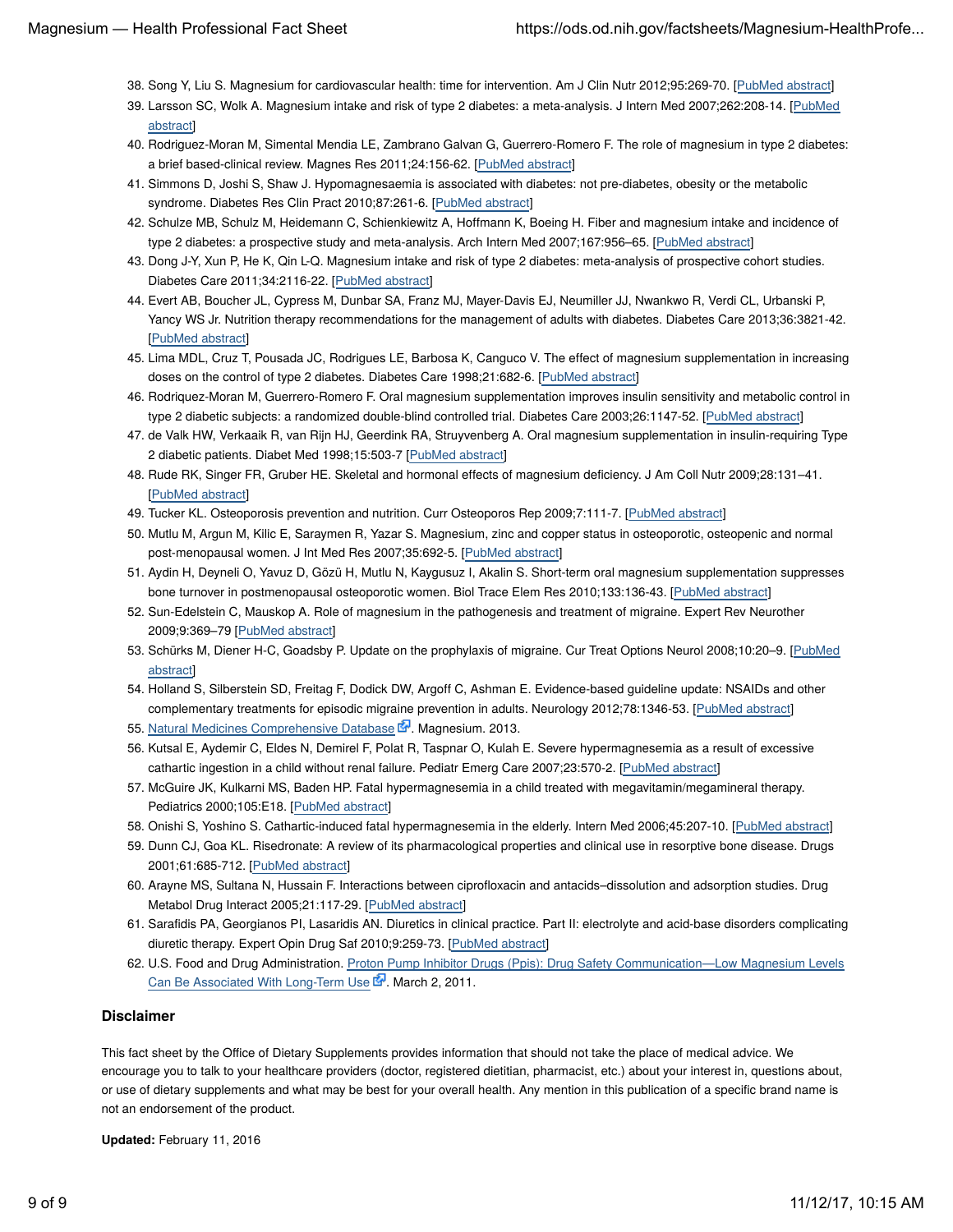38. Song Y, Liu S. Magnesium for cardiovascular health: time for intervention. Am J Clin Nutr 2012;95:269-70. [PubMed abstract]
39. Larsson SC, Wolk A. Magnesium intake and risk of type 2 diabetes: a meta-analysis. J Intern Med 2007;262:208-14. [PubMed abstract]
40. Rodriguez-Moran M, Simental Mendia LE, Zambrano Galvan G, Guerrero-Romero F. The role of magnesium in type 2 diabetes: a brief based-clinical review. Magnes Res 2011;24:156-62. [PubMed abstract]
41. Simmons D, Joshi S, Shaw J. Hypomagnesaemia is associated with diabetes: not pre-diabetes, obesity or the metabolic syndrome. Diabetes Res Clin Pract 2010;87:261-6. [PubMed abstract]
42. Schulze MB, Schulz M, Heidemann C, Schienkiewitz A, Hoffmann K, Boeing H. Fiber and magnesium intake and incidence of type 2 diabetes: a prospective study and meta-analysis. Arch Intern Med 2007;167:956–65. [PubMed abstract]
43. Dong J-Y, Xun P, He K, Qin L-Q. Magnesium intake and risk of type 2 diabetes: meta-analysis of prospective cohort studies. Diabetes Care 2011;34:2116-22. [PubMed abstract]
44. Evert AB, Boucher JL, Cypress M, Dunbar SA, Franz MJ, Mayer-Davis EJ, Neumiller JJ, Nwankwo R, Verdi CL, Urbanski P, Yancy WS Jr. Nutrition therapy recommendations for the management of adults with diabetes. Diabetes Care 2013;36:3821-42. [PubMed abstract]
45. Lima MDL, Cruz T, Pousada JC, Rodrigues LE, Barbosa K, Canguco V. The effect of magnesium supplementation in increasing doses on the control of type 2 diabetes. Diabetes Care 1998;21:682-6. [PubMed abstract]
46. Rodriquez-Moran M, Guerrero-Romero F. Oral magnesium supplementation improves insulin sensitivity and metabolic control in type 2 diabetic subjects: a randomized double-blind controlled trial. Diabetes Care 2003;26:1147-52. [PubMed abstract]
47. de Valk HW, Verkaaik R, van Rijn HJ, Geerdink RA, Struyvenberg A. Oral magnesium supplementation in insulin-requiring Type 2 diabetic patients. Diabet Med 1998;15:503-7 [PubMed abstract]
48. Rude RK, Singer FR, Gruber HE. Skeletal and hormonal effects of magnesium deficiency. J Am Coll Nutr 2009;28:131–41. [PubMed abstract]
49. Tucker KL. Osteoporosis prevention and nutrition. Curr Osteoporos Rep 2009;7:111-7. [PubMed abstract]
50. Mutlu M, Argun M, Kilic E, Saraymen R, Yazar S. Magnesium, zinc and copper status in osteoporotic, osteopenic and normal post-menopausal women. J Int Med Res 2007;35:692-5. [PubMed abstract]
51. Aydin H, Deyneli O, Yavuz D, Gözü H, Mutlu N, Kaygusuz I, Akalin S. Short-term oral magnesium supplementation suppresses bone turnover in postmenopausal osteoporotic women. Biol Trace Elem Res 2010;133:136-43. [PubMed abstract]
52. Sun-Edelstein C, Mauskop A. Role of magnesium in the pathogenesis and treatment of migraine. Expert Rev Neurother 2009;9:369–79 [PubMed abstract]
53. Schürks M, Diener H-C, Goadsby P. Update on the prophylaxis of migraine. Cur Treat Options Neurol 2008;10:20–9. [PubMed abstract]
54. Holland S, Silberstein SD, Freitag F, Dodick DW, Argoff C, Ashman E. Evidence-based guideline update: NSAIDs and other complementary treatments for episodic migraine prevention in adults. Neurology 2012;78:1346-53. [PubMed abstract]
55. Natural Medicines Comprehensive Database. Magnesium. 2013.
56. Kutsal E, Aydemir C, Eldes N, Demirel F, Polat R, Taspnar O, Kulah E. Severe hypermagnesemia as a result of excessive cathartic ingestion in a child without renal failure. Pediatr Emerg Care 2007;23:570-2. [PubMed abstract]
57. McGuire JK, Kulkarni MS, Baden HP. Fatal hypermagnesemia in a child treated with megavitamin/megamineral therapy. Pediatrics 2000;105:E18. [PubMed abstract]
58. Onishi S, Yoshino S. Cathartic-induced fatal hypermagnesemia in the elderly. Intern Med 2006;45:207-10. [PubMed abstract]
59. Dunn CJ, Goa KL. Risedronate: A review of its pharmacological properties and clinical use in resorptive bone disease. Drugs 2001;61:685-712. [PubMed abstract]
60. Arayne MS, Sultana N, Hussain F. Interactions between ciprofloxacin and antacids–dissolution and adsorption studies. Drug Metabol Drug Interact 2005;21:117-29. [PubMed abstract]
61. Sarafidis PA, Georgianos PI, Lasaridis AN. Diuretics in clinical practice. Part II: electrolyte and acid-base disorders complicating diuretic therapy. Expert Opin Drug Saf 2010;9:259-73. [PubMed abstract]
62. U.S. Food and Drug Administration. Proton Pump Inhibitor Drugs (Ppis): Drug Safety Communication—Low Magnesium Levels Can Be Associated With Long-Term Use. March 2, 2011.

## Disclaimer

This fact sheet by the Office of Dietary Supplements provides information that should not take the place of medical advice. We encourage you to talk to your healthcare providers (doctor, registered dietitian, pharmacist, etc.) about your interest in, questions about, or use of dietary supplements and what may be best for your overall health. Any mention in this publication of a specific brand name is not an endorsement of the product.

**Updated:** February 11, 2016